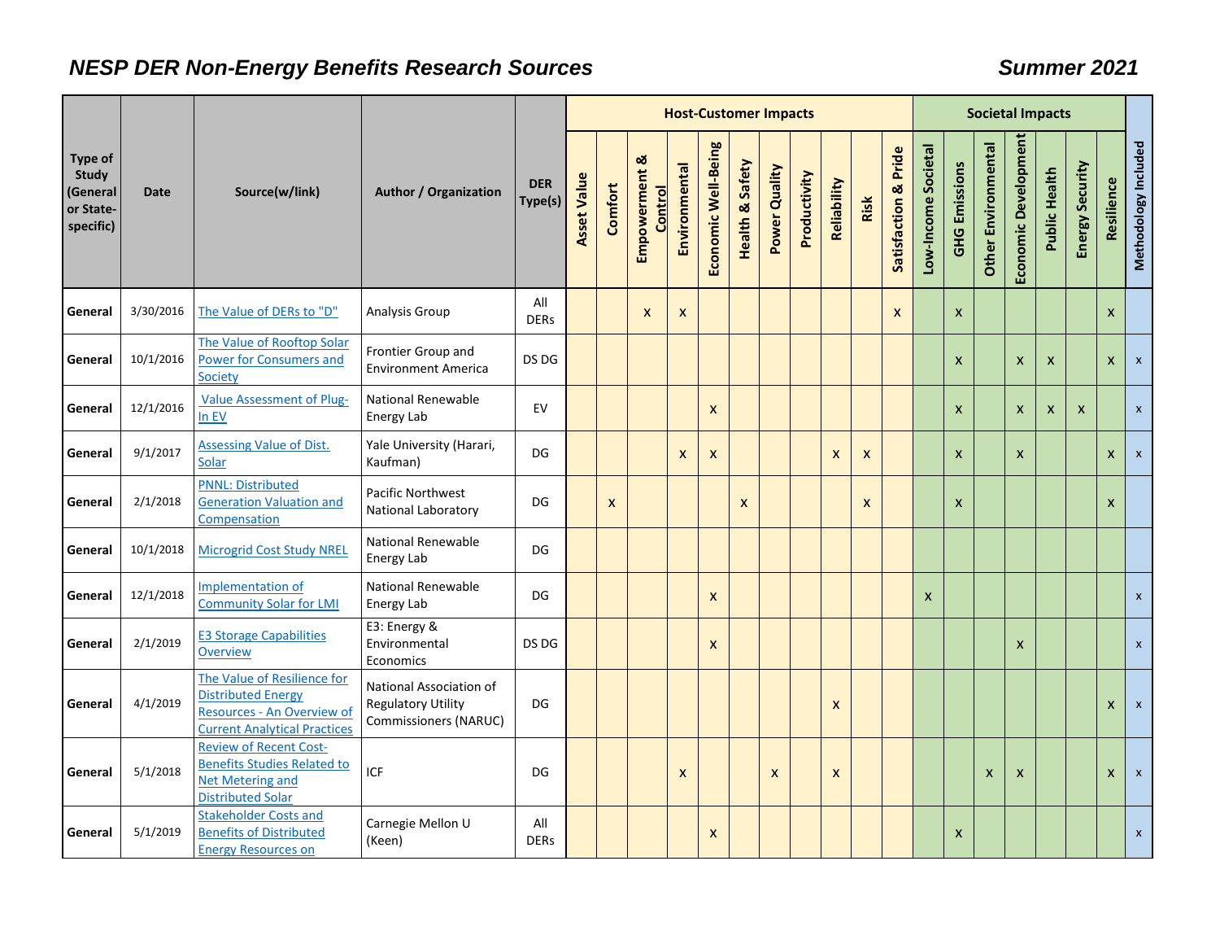# NESP DER Non-Energy Benefits Research Sources

**Summer 2021**

| Type of Study (General or State-specific) | Date | Source(w/link) | Author / Organization | DER Type(s) | Host-Customer Impacts | | | | | | | | | | | Societal Impacts | | | | | | | Methodology Included |
|---|---|---|---|---|---|---|---|---|---|---|---|---|---|---|---|---|---|---|---|---|---|---|---|
| | | | | | Asset Value | Comfort | Empowerment & Control | Environmental | Economic Well-Being | Health & Safety | Power Quality | Productivity | Reliability | Risk | Satisfaction & Pride | Low-Income Societal | GHG Emissions | Other Environmental | Economic Development | Public Health | Energy Security | Resilience | |
| **General** | 3/30/2016 | The Value of DERs to "D" | Analysis Group | All DERs | | | x | x | | | | | | | x | | x | | | | | x | |
| **General** | 10/1/2016 | The Value of Rooftop Solar Power for Consumers and Society | Frontier Group and Environment America | DS DG | | | | | | | | | | | | | x | | x | x | | x | x |
| **General** | 12/1/2016 | Value Assessment of Plug-In EV | National Renewable Energy Lab | EV | | | | | x | | | | | | | | x | | x | x | x | | x |
| **General** | 9/1/2017 | Assessing Value of Dist. Solar | Yale University (Harari, Kaufman) | DG | | | | x | x | | | | x | x | | | x | | x | | | x | x |
| **General** | 2/1/2018 | PNNL: Distributed Generation Valuation and Compensation | Pacific Northwest National Laboratory | DG | | x | | | | x | | | | x | | | x | | | | | x | |
| **General** | 10/1/2018 | Microgrid Cost Study NREL | National Renewable Energy Lab | DG | | | | | | | | | | | | | | | | | | | |
| **General** | 12/1/2018 | Implementation of Community Solar for LMI | National Renewable Energy Lab | DG | | | | | x | | | | | | | x | | | | | | | x |
| **General** | 2/1/2019 | E3 Storage Capabilities Overview | E3: Energy & Environmental Economics | DS DG | | | | | x | | | | | | | | | | x | | | | x |
| **General** | 4/1/2019 | The Value of Resilience for Distributed Energy Resources - An Overview of Current Analytical Practices | National Association of Regulatory Utility Commissioners (NARUC) | DG | | | | | | | | | x | | | | | | | | | x | x |
| **General** | 5/1/2018 | Review of Recent Cost-Benefits Studies Related to Net Metering and Distributed Solar | ICF | DG | | | | x | | | x | | x | | | | | x | x | | | x | x |
| **General** | 5/1/2019 | Stakeholder Costs and Benefits of Distributed Energy Resources on | Carnegie Mellon U (Keen) | All DERs | | | | | x | | | | | | | | x | | | | | | x |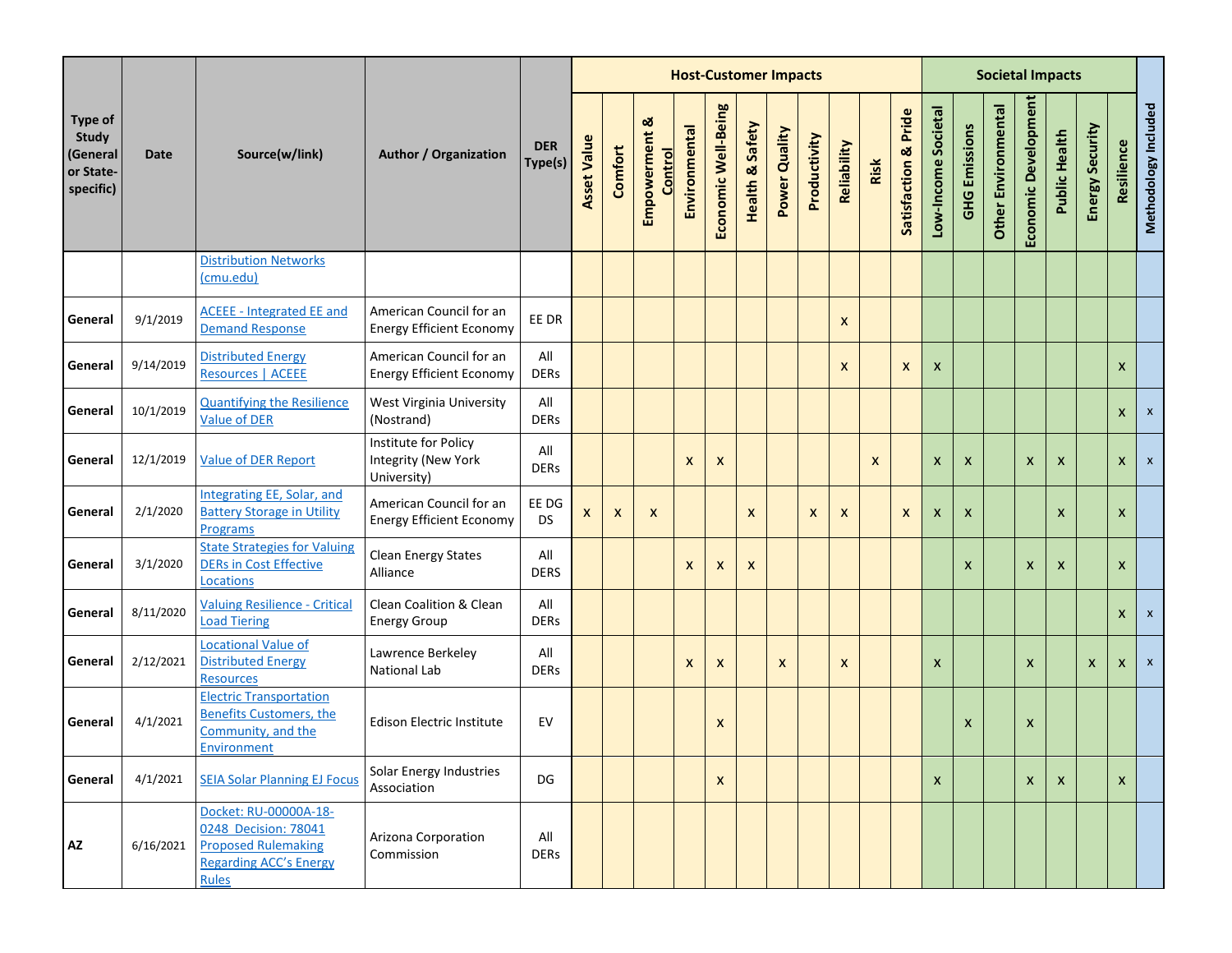| Type of Study (General or State-specific) | Date | Source(w/link) | Author / Organization | DER Type(s) | Host-Customer Impacts | | | | | | | | | | | Societal Impacts | | | | | | | |
|---|---|---|---|---|---|---|---|---|---|---|---|---|---|---|---|---|---|---|---|---|---|---|---|
| | | | | | Asset Value | Comfort | Empowerment & Control | Environmental | Economic Well-Being | Health & Safety | Power Quality | Productivity | Reliability | Risk | Satisfaction & Pride | Low-Income Societal | GHG Emissions | Other Environmental | Economic Development | Public Health | Energy Security | Resilience | Methodology Included |
| | | Distribution Networks (cmu.edu) | | | | | | | | | | | | | | | | | | | | | |
| General | 9/1/2019 | ACEEE - Integrated EE and Demand Response | American Council for an Energy Efficient Economy | EE DR | | | | | | | | | x | | | | | | | | | | |
| General | 9/14/2019 | Distributed Energy Resources \| ACEEE | American Council for an Energy Efficient Economy | All DERs | | | | | | | | | x | | x | x | | | | | | x | |
| General | 10/1/2019 | Quantifying the Resilience Value of DER | West Virginia University (Nostrand) | All DERs | | | | | | | | | | | | | | | | | | x | x |
| General | 12/1/2019 | Value of DER Report | Institute for Policy Integrity (New York University) | All DERs | | | | x | x | | | | | x | | x | x | | x | x | | x | x |
| General | 2/1/2020 | Integrating EE, Solar, and Battery Storage in Utility Programs | American Council for an Energy Efficient Economy | EE DG DS | x | x | x | | | x | | x | x | | x | x | x | | | x | | x | |
| General | 3/1/2020 | State Strategies for Valuing DERs in Cost Effective Locations | Clean Energy States Alliance | All DERS | | | | x | x | x | | | | | | | x | | x | x | | x | |
| General | 8/11/2020 | Valuing Resilience - Critical Load Tiering | Clean Coalition & Clean Energy Group | All DERs | | | | | | | | | | | | | | | | | | x | x |
| General | 2/12/2021 | Locational Value of Distributed Energy Resources | Lawrence Berkeley National Lab | All DERs | | | | x | x | | x | | x | | | x | | | x | | x | x | x |
| General | 4/1/2021 | Electric Transportation Benefits Customers, the Community, and the Environment | Edison Electric Institute | EV | | | | | x | | | | | | | | x | | x | | | | |
| General | 4/1/2021 | SEIA Solar Planning EJ Focus | Solar Energy Industries Association | DG | | | | | x | | | | | | | x | | | x | x | | x | |
| AZ | 6/16/2021 | Docket: RU-00000A-18-0248 Decision: 78041 Proposed Rulemaking Regarding ACC's Energy Rules | Arizona Corporation Commission | All DERs | | | | | | | | | | | | | | | | | | | |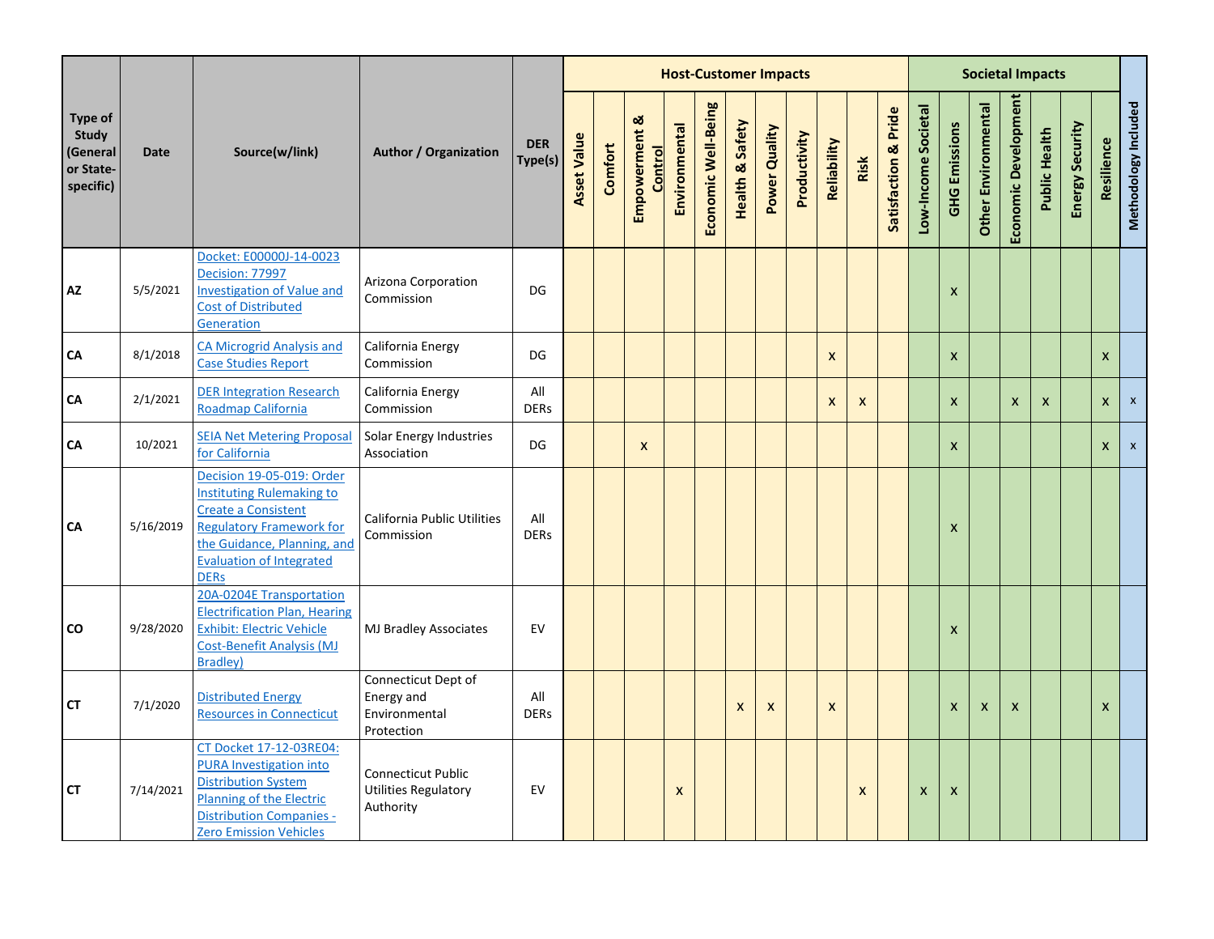| Type of Study (General or State-specific) | Date | Source(w/link) | Author / Organization | DER Type(s) | Host-Customer Impacts | | | | | | | | | | | Societal Impacts | | | | | | | Methodology Included |
|---|---|---|---|---|---|---|---|---|---|---|---|---|---|---|---|---|---|---|---|---|---|---|---|
| | | | | | Asset Value | Comfort | Empowerment & Control | Environmental | Economic Well-Being | Health & Safety | Power Quality | Productivity | Reliability | Risk | Satisfaction & Pride | Low-Income Societal | GHG Emissions | Other Environmental | Economic Development | Public Health | Energy Security | Resilience | |
| AZ | 5/5/2021 | Docket: E00000J-14-0023 Decision: 77997 Investigation of Value and Cost of Distributed Generation | Arizona Corporation Commission | DG | | | | | | | | | | | | | x | | | | | | |
| CA | 8/1/2018 | CA Microgrid Analysis and Case Studies Report | California Energy Commission | DG | | | | | | | | | x | | | | x | | | | | x | |
| CA | 2/1/2021 | DER Integration Research Roadmap California | California Energy Commission | All DERs | | | | | | | | | x | x | | | x | | x | x | | x | x |
| CA | 10/2021 | SEIA Net Metering Proposal for California | Solar Energy Industries Association | DG | | | x | | | | | | | | | | x | | | | | x | x |
| CA | 5/16/2019 | Decision 19-05-019: Order Instituting Rulemaking to Create a Consistent Regulatory Framework for the Guidance, Planning, and Evaluation of Integrated DERs | California Public Utilities Commission | All DERs | | | | | | | | | | | | | x | | | | | | |
| CO | 9/28/2020 | 20A-0204E Transportation Electrification Plan, Hearing Exhibit: Electric Vehicle Cost-Benefit Analysis (MJ Bradley) | MJ Bradley Associates | EV | | | | | | | | | | | | | x | | | | | | |
| CT | 7/1/2020 | Distributed Energy Resources in Connecticut | Connecticut Dept of Energy and Environmental Protection | All DERs | | | | | | x | x | | x | | | | x | x | x | | | x | |
| CT | 7/14/2021 | CT Docket 17-12-03RE04: PURA Investigation into Distribution System Planning of the Electric Distribution Companies - Zero Emission Vehicles | Connecticut Public Utilities Regulatory Authority | EV | | | | x | | | | | | x | | x | x | | | | | | |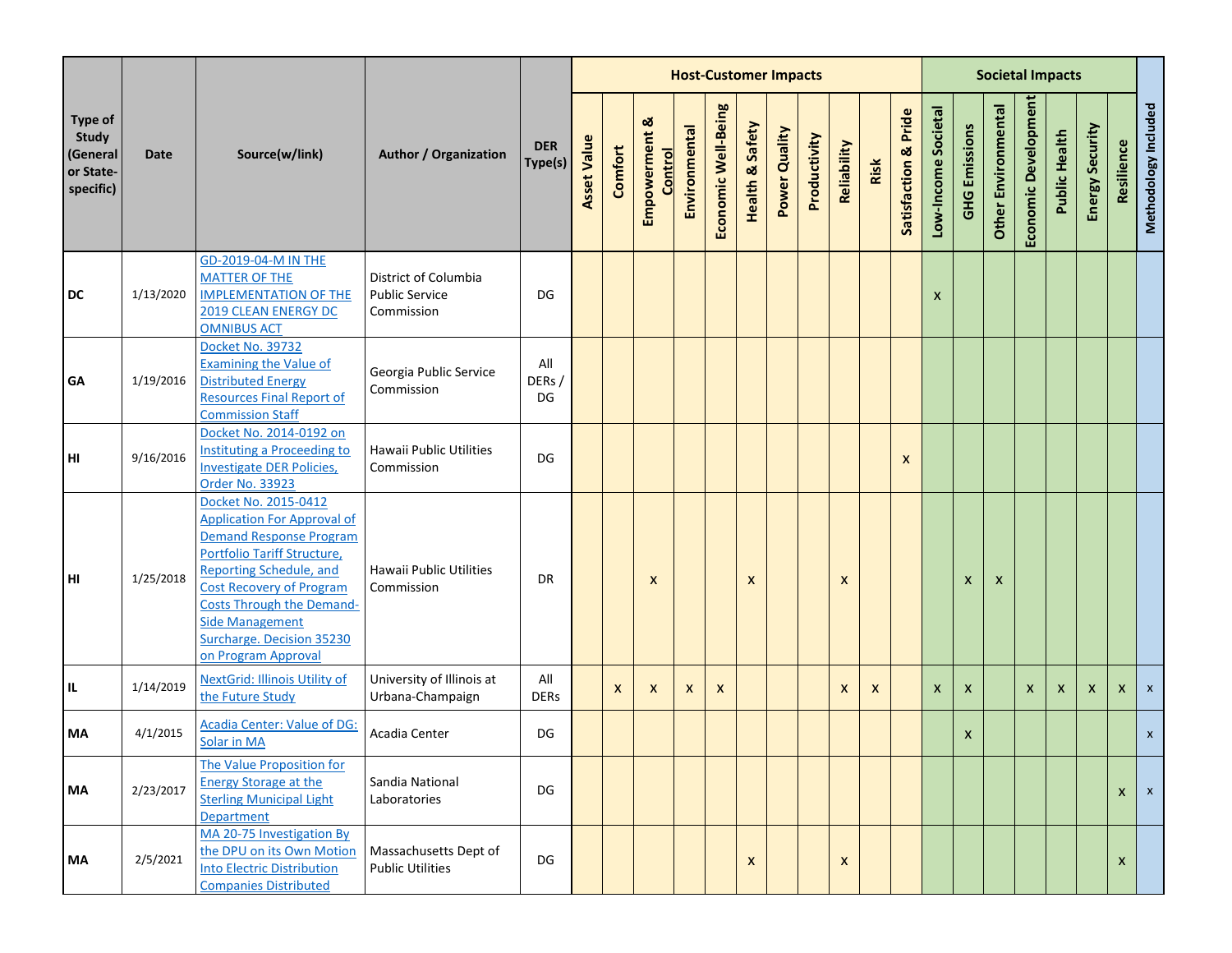| Type of Study (General or State-specific) | Date | Source(w/link) | Author / Organization | DER Type(s) | Host-Customer Impacts | | | | | | | | | | | Societal Impacts | | | | | | | Methodology Included |
|---|---|---|---|---|---|---|---|---|---|---|---|---|---|---|---|---|---|---|---|---|---|---|---|
| | | | | | Asset Value | Comfort | Empowerment & Control | Environmental | Economic Well-Being | Health & Safety | Power Quality | Productivity | Reliability | Risk | Satisfaction & Pride | Low-Income Societal | GHG Emissions | Other Environmental | Economic Development | Public Health | Energy Security | Resilience | |
| DC | 1/13/2020 | GD-2019-04-M IN THE MATTER OF THE IMPLEMENTATION OF THE 2019 CLEAN ENERGY DC OMNIBUS ACT | District of Columbia Public Service Commission | DG | | | | | | | | | | | | x | | | | | | | |
| GA | 1/19/2016 | Docket No. 39732 Examining the Value of Distributed Energy Resources Final Report of Commission Staff | Georgia Public Service Commission | All DERs / DG | | | | | | | | | | | | | | | | | | | |
| HI | 9/16/2016 | Docket No. 2014-0192 on Instituting a Proceeding to Investigate DER Policies, Order No. 33923 | Hawaii Public Utilities Commission | DG | | | | | | | | | | | x | | | | | | | | |
| HI | 1/25/2018 | Docket No. 2015-0412 Application For Approval of Demand Response Program Portfolio Tariff Structure, Reporting Schedule, and Cost Recovery of Program Costs Through the Demand-Side Management Surcharge. Decision 35230 on Program Approval | Hawaii Public Utilities Commission | DR | | | x | | | x | | | x | | | | x | x | | | | | |
| IL | 1/14/2019 | NextGrid: Illinois Utility of the Future Study | University of Illinois at Urbana-Champaign | All DERs | | x | x | x | x | | | | x | x | | x | x | | x | x | x | x | x |
| MA | 4/1/2015 | Acadia Center: Value of DG: Solar in MA | Acadia Center | DG | | | | | | | | | | | | | x | | | | | | x |
| MA | 2/23/2017 | The Value Proposition for Energy Storage at the Sterling Municipal Light Department | Sandia National Laboratories | DG | | | | | | | | | | | | | | | | | | x | x |
| MA | 2/5/2021 | MA 20-75 Investigation By the DPU on its Own Motion Into Electric Distribution Companies Distributed | Massachusetts Dept of Public Utilities | DG | | | | | | x | | | x | | | | | | | | | x | |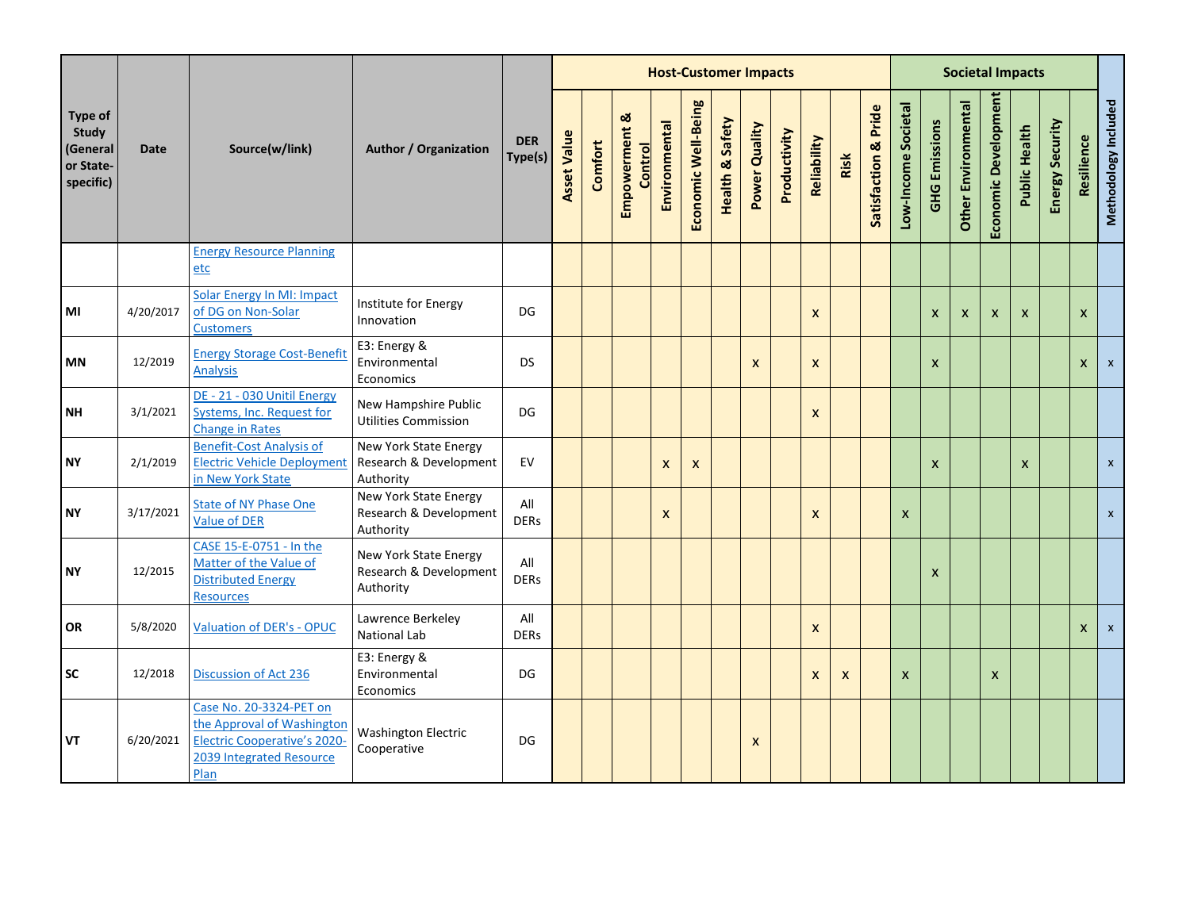| Type of Study (General or State-specific) | Date | Source(w/link) | Author / Organization | DER Type(s) | Host-Customer Impacts | | | | | | | | | | | Societal Impacts | | | | | | | Methodology Included |
|---|---|---|---|---|---|---|---|---|---|---|---|---|---|---|---|---|---|---|---|---|---|---|---|
| | | | | | Asset Value | Comfort | Empowerment & Control | Environmental | Economic Well-Being | Health & Safety | Power Quality | Productivity | Reliability | Risk | Satisfaction & Pride | Low-Income Societal | GHG Emissions | Other Environmental | Economic Development | Public Health | Energy Security | Resilience | |
| | | Energy Resource Planning etc | | | | | | | | | | | | | | | | | | | | | |
| MI | 4/20/2017 | Solar Energy In MI: Impact of DG on Non-Solar Customers | Institute for Energy Innovation | DG | | | | | | | | | x | | | | x | x | x | x | | x | |
| MN | 12/2019 | Energy Storage Cost-Benefit Analysis | E3: Energy & Environmental Economics | DS | | | | | | | x | | x | | | | x | | | | | x | x |
| NH | 3/1/2021 | DE - 21 - 030 Unitil Energy Systems, Inc. Request for Change in Rates | New Hampshire Public Utilities Commission | DG | | | | | | | | | x | | | | | | | | | | |
| NY | 2/1/2019 | Benefit-Cost Analysis of Electric Vehicle Deployment in New York State | New York State Energy Research & Development Authority | EV | | | | x | x | | | | | | | | x | | | x | | | x |
| NY | 3/17/2021 | State of NY Phase One Value of DER | New York State Energy Research & Development Authority | All DERs | | | | x | | | | | x | | | x | | | | | | | x |
| NY | 12/2015 | CASE 15-E-0751 - In the Matter of the Value of Distributed Energy Resources | New York State Energy Research & Development Authority | All DERs | | | | | | | | | | | | | x | | | | | | |
| OR | 5/8/2020 | Valuation of DER's - OPUC | Lawrence Berkeley National Lab | All DERs | | | | | | | | | x | | | | | | | | | x | x |
| SC | 12/2018 | Discussion of Act 236 | E3: Energy & Environmental Economics | DG | | | | | | | | | x | x | | x | | | x | | | | |
| VT | 6/20/2021 | Case No. 20-3324-PET on the Approval of Washington Electric Cooperative's 2020-2039 Integrated Resource Plan | Washington Electric Cooperative | DG | | | | | | | x | | | | | | | | | | | | |